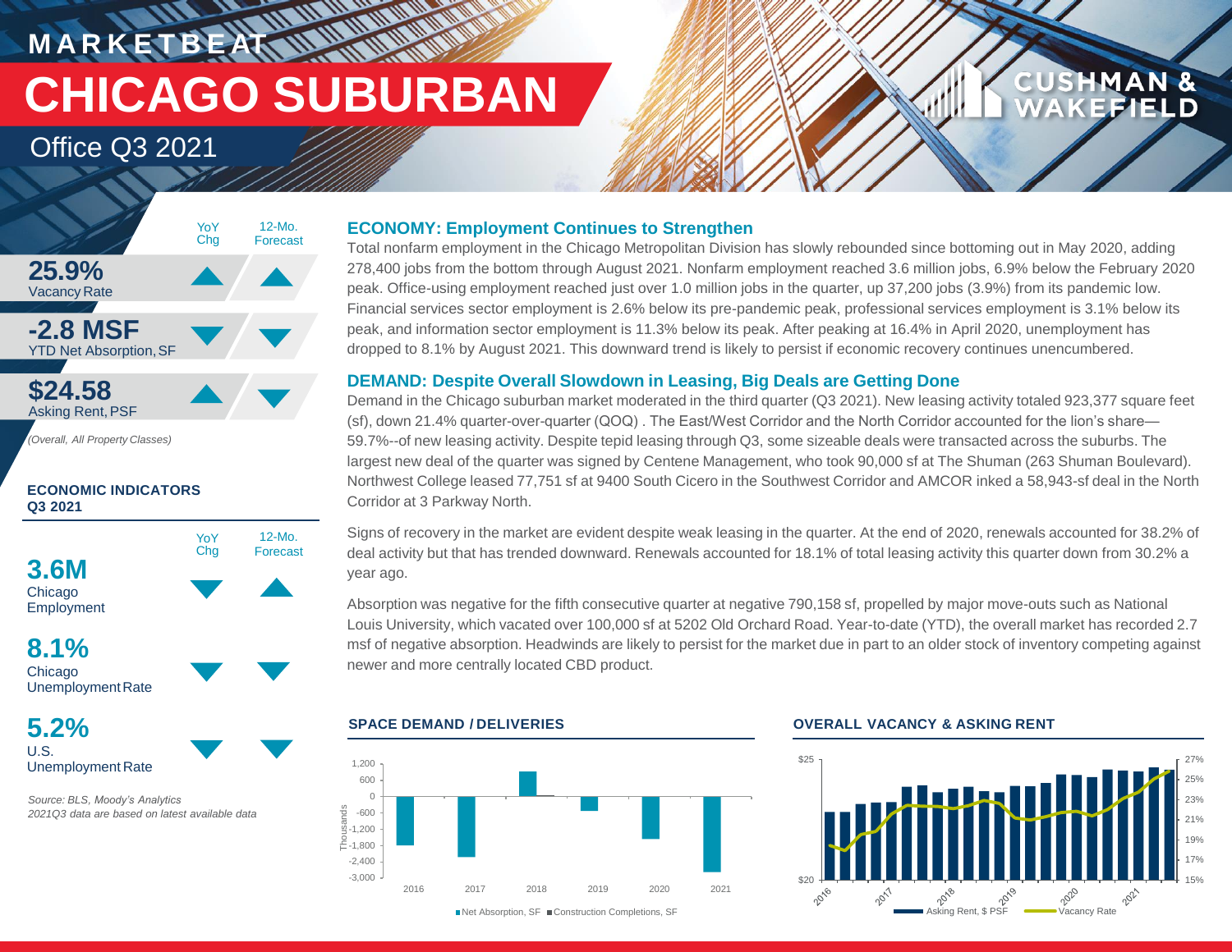# MARKETBEAT

# CHICAGO SUBURBAN

## Office Q3 2021

| | YoY Chg | 12-Mo. Forecast |
|---|---|---|
| **25.9%** Vacancy Rate | ▲ | ▲ |
| **-2.8 MSF** YTD Net Absorption, SF | ▼ | ▼ |
| **$24.58** Asking Rent, PSF | ▲ | ▼ |

*(Overall, All Property Classes)*

### ECONOMIC INDICATORS Q3 2021

| | YoY Chg | 12-Mo. Forecast |
|---|---|---|
| **3.6M** Chicago Employment | ▼ | ▲ |
| **8.1%** Chicago Unemployment Rate | ▼ | ▼ |
| **5.2%** U.S. Unemployment Rate | ▼ | ▼ |

*Source: BLS, Moody's Analytics*
*2021Q3 data are based on latest available data*

### ECONOMY: Employment Continues to Strengthen

Total nonfarm employment in the Chicago Metropolitan Division has slowly rebounded since bottoming out in May 2020, adding 278,400 jobs from the bottom through August 2021. Nonfarm employment reached 3.6 million jobs, 6.9% below the February 2020 peak. Office-using employment reached just over 1.0 million jobs in the quarter, up 37,200 jobs (3.9%) from its pandemic low. Financial services sector employment is 2.6% below its pre-pandemic peak, professional services employment is 3.1% below its peak, and information sector employment is 11.3% below its peak. After peaking at 16.4% in April 2020, unemployment has dropped to 8.1% by August 2021. This downward trend is likely to persist if economic recovery continues unencumbered.

### DEMAND: Despite Overall Slowdown in Leasing, Big Deals are Getting Done

Demand in the Chicago suburban market moderated in the third quarter (Q3 2021). New leasing activity totaled 923,377 square feet (sf), down 21.4% quarter-over-quarter (QOQ) . The East/West Corridor and the North Corridor accounted for the lion's share—59.7%--of new leasing activity. Despite tepid leasing through Q3, some sizeable deals were transacted across the suburbs. The largest new deal of the quarter was signed by Centene Management, who took 90,000 sf at The Shuman (263 Shuman Boulevard). Northwest College leased 77,751 sf at 9400 South Cicero in the Southwest Corridor and AMCOR inked a 58,943-sf deal in the North Corridor at 3 Parkway North.

Signs of recovery in the market are evident despite weak leasing in the quarter. At the end of 2020, renewals accounted for 38.2% of deal activity but that has trended downward. Renewals accounted for 18.1% of total leasing activity this quarter down from 30.2% a year ago.

Absorption was negative for the fifth consecutive quarter at negative 790,158 sf, propelled by major move-outs such as National Louis University, which vacated over 100,000 sf at 5202 Old Orchard Road. Year-to-date (YTD), the overall market has recorded 2.7 msf of negative absorption. Headwinds are likely to persist for the market due in part to an older stock of inventory competing against newer and more centrally located CBD product.

### SPACE DEMAND / DELIVERIES

Net Absorption, SF ■ Construction Completions, SF

### OVERALL VACANCY & ASKING RENT

Asking Rent, $ PSF — Vacancy Rate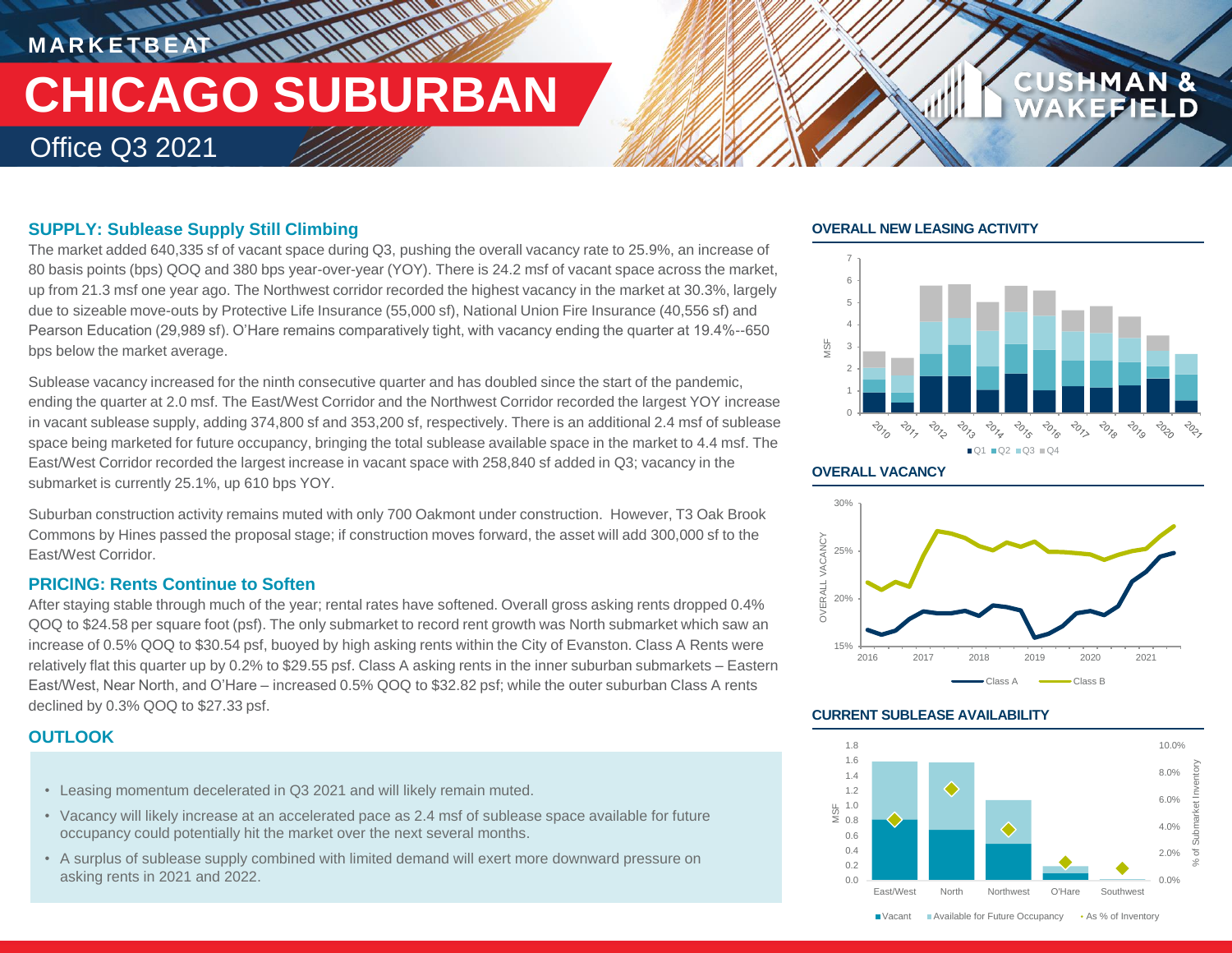MARKETBEAT

# CHICAGO SUBURBAN

Office Q3 2021

## SUPPLY: Sublease Supply Still Climbing

The market added 640,335 sf of vacant space during Q3, pushing the overall vacancy rate to 25.9%, an increase of 80 basis points (bps) QOQ and 380 bps year-over-year (YOY). There is 24.2 msf of vacant space across the market, up from 21.3 msf one year ago. The Northwest corridor recorded the highest vacancy in the market at 30.3%, largely due to sizeable move-outs by Protective Life Insurance (55,000 sf), National Union Fire Insurance (40,556 sf) and Pearson Education (29,989 sf). O'Hare remains comparatively tight, with vacancy ending the quarter at 19.4%--650 bps below the market average.

Sublease vacancy increased for the ninth consecutive quarter and has doubled since the start of the pandemic, ending the quarter at 2.0 msf. The East/West Corridor and the Northwest Corridor recorded the largest YOY increase in vacant sublease supply, adding 374,800 sf and 353,200 sf, respectively. There is an additional 2.4 msf of sublease space being marketed for future occupancy, bringing the total sublease available space in the market to 4.4 msf. The East/West Corridor recorded the largest increase in vacant space with 258,840 sf added in Q3; vacancy in the submarket is currently 25.1%, up 610 bps YOY.

Suburban construction activity remains muted with only 700 Oakmont under construction. However, T3 Oak Brook Commons by Hines passed the proposal stage; if construction moves forward, the asset will add 300,000 sf to the East/West Corridor.

## PRICING: Rents Continue to Soften

After staying stable through much of the year; rental rates have softened. Overall gross asking rents dropped 0.4% QOQ to $24.58 per square foot (psf). The only submarket to record rent growth was North submarket which saw an increase of 0.5% QOQ to $30.54 psf, buoyed by high asking rents within the City of Evanston. Class A Rents were relatively flat this quarter up by 0.2% to $29.55 psf. Class A asking rents in the inner suburban submarkets – Eastern East/West, Near North, and O'Hare – increased 0.5% QOQ to $32.82 psf; while the outer suburban Class A rents declined by 0.3% QOQ to $27.33 psf.

## OUTLOOK

- Leasing momentum decelerated in Q3 2021 and will likely remain muted.
- Vacancy will likely increase at an accelerated pace as 2.4 msf of sublease space available for future occupancy could potentially hit the market over the next several months.
- A surplus of sublease supply combined with limited demand will exert more downward pressure on asking rents in 2021 and 2022.

### OVERALL NEW LEASING ACTIVITY

MSF; 2010–2021; Q1, Q2, Q3, Q4

### OVERALL VACANCY

Overall Vacancy; 2016–2021; Class A, Class B

### CURRENT SUBLEASE AVAILABILITY

MSF / % of Submarket Inventory; East/West, North, Northwest, O'Hare, Southwest; Vacant, Available for Future Occupancy, As % of Inventory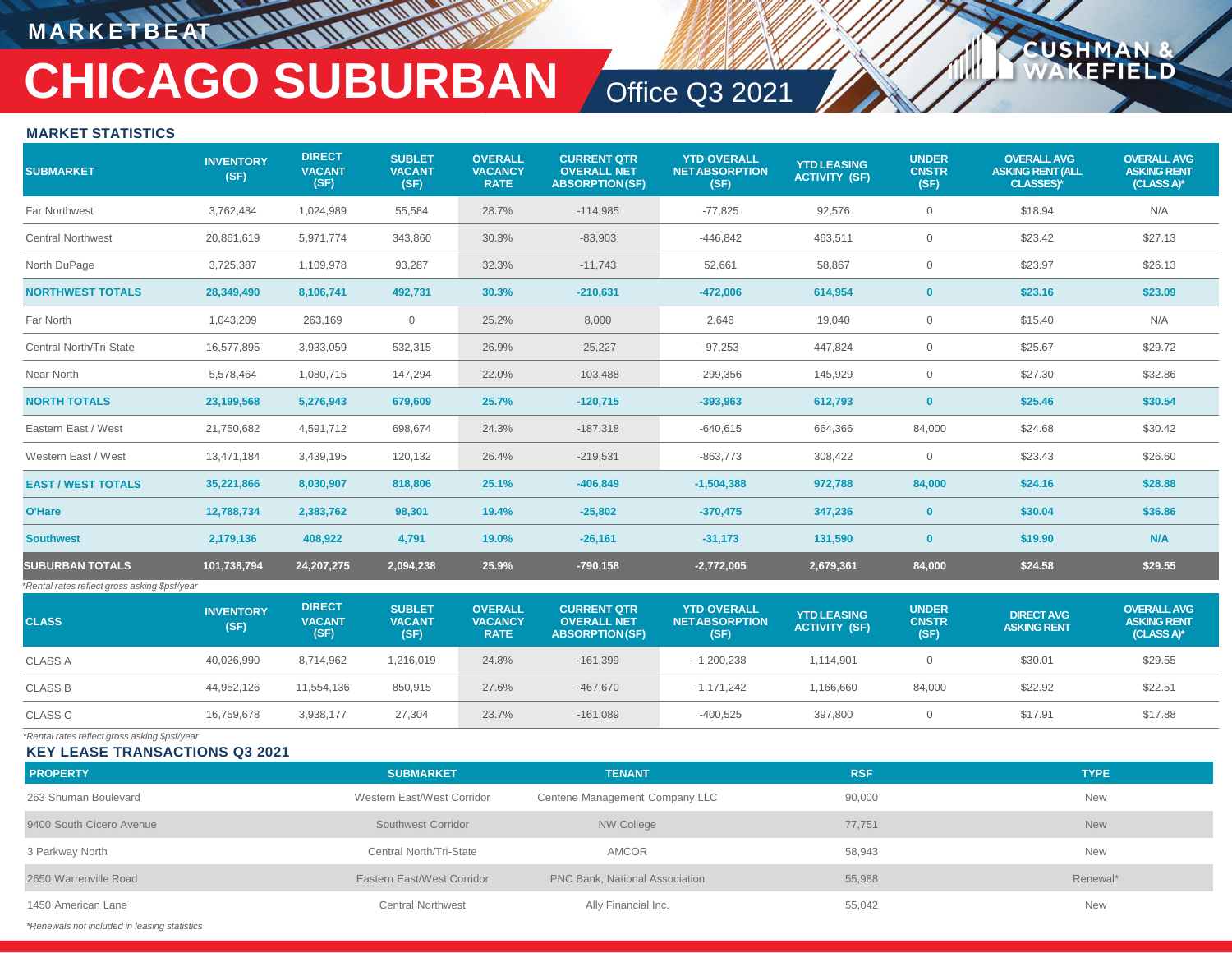# MARKETBEAT

# CHICAGO SUBURBAN

## Office Q3 2021

### MARKET STATISTICS

| SUBMARKET | INVENTORY (SF) | DIRECT VACANT (SF) | SUBLET VACANT (SF) | OVERALL VACANCY RATE | CURRENT QTR OVERALL NET ABSORPTION (SF) | YTD OVERALL NET ABSORPTION (SF) | YTD LEASING ACTIVITY (SF) | UNDER CNSTR (SF) | OVERALL AVG ASKING RENT (ALL CLASSES)* | OVERALL AVG ASKING RENT (CLASS A)* |
|---|---|---|---|---|---|---|---|---|---|---|
| Far Northwest | 3,762,484 | 1,024,989 | 55,584 | 28.7% | -114,985 | -77,825 | 92,576 | 0 | $18.94 | N/A |
| Central Northwest | 20,861,619 | 5,971,774 | 343,860 | 30.3% | -83,903 | -446,842 | 463,511 | 0 | $23.42 | $27.13 |
| North DuPage | 3,725,387 | 1,109,978 | 93,287 | 32.3% | -11,743 | 52,661 | 58,867 | 0 | $23.97 | $26.13 |
| **NORTHWEST TOTALS** | **28,349,490** | **8,106,741** | **492,731** | **30.3%** | **-210,631** | **-472,006** | **614,954** | **0** | **$23.16** | **$23.09** |
| Far North | 1,043,209 | 263,169 | 0 | 25.2% | 8,000 | 2,646 | 19,040 | 0 | $15.40 | N/A |
| Central North/Tri-State | 16,577,895 | 3,933,059 | 532,315 | 26.9% | -25,227 | -97,253 | 447,824 | 0 | $25.67 | $29.72 |
| Near North | 5,578,464 | 1,080,715 | 147,294 | 22.0% | -103,488 | -299,356 | 145,929 | 0 | $27.30 | $32.86 |
| **NORTH TOTALS** | **23,199,568** | **5,276,943** | **679,609** | **25.7%** | **-120,715** | **-393,963** | **612,793** | **0** | **$25.46** | **$30.54** |
| Eastern East / West | 21,750,682 | 4,591,712 | 698,674 | 24.3% | -187,318 | -640,615 | 664,366 | 84,000 | $24.68 | $30.42 |
| Western East / West | 13,471,184 | 3,439,195 | 120,132 | 26.4% | -219,531 | -863,773 | 308,422 | 0 | $23.43 | $26.60 |
| **EAST / WEST TOTALS** | **35,221,866** | **8,030,907** | **818,806** | **25.1%** | **-406,849** | **-1,504,388** | **972,788** | **84,000** | **$24.16** | **$28.88** |
| **O'Hare** | **12,788,734** | **2,383,762** | **98,301** | **19.4%** | **-25,802** | **-370,475** | **347,236** | **0** | **$30.04** | **$36.86** |
| **Southwest** | **2,179,136** | **408,922** | **4,791** | **19.0%** | **-26,161** | **-31,173** | **131,590** | **0** | **$19.90** | **N/A** |
| **SUBURBAN TOTALS** | **101,738,794** | **24,207,275** | **2,094,238** | **25.9%** | **-790,158** | **-2,772,005** | **2,679,361** | **84,000** | **$24.58** | **$29.55** |

*Rental rates reflect gross asking $psf/year

| CLASS | INVENTORY (SF) | DIRECT VACANT (SF) | SUBLET VACANT (SF) | OVERALL VACANCY RATE | CURRENT QTR OVERALL NET ABSORPTION (SF) | YTD OVERALL NET ABSORPTION (SF) | YTD LEASING ACTIVITY (SF) | UNDER CNSTR (SF) | DIRECT AVG ASKING RENT | OVERALL AVG ASKING RENT (CLASS A)* |
|---|---|---|---|---|---|---|---|---|---|---|
| CLASS A | 40,026,990 | 8,714,962 | 1,216,019 | 24.8% | -161,399 | -1,200,238 | 1,114,901 | 0 | $30.01 | $29.55 |
| CLASS B | 44,952,126 | 11,554,136 | 850,915 | 27.6% | -467,670 | -1,171,242 | 1,166,660 | 84,000 | $22.92 | $22.51 |
| CLASS C | 16,759,678 | 3,938,177 | 27,304 | 23.7% | -161,089 | -400,525 | 397,800 | 0 | $17.91 | $17.88 |

*Rental rates reflect gross asking $psf/year

### KEY LEASE TRANSACTIONS Q3 2021

| PROPERTY | SUBMARKET | TENANT | RSF | TYPE |
|---|---|---|---|---|
| 263 Shuman Boulevard | Western East/West Corridor | Centene Management Company LLC | 90,000 | New |
| 9400 South Cicero Avenue | Southwest Corridor | NW College | 77,751 | New |
| 3 Parkway North | Central North/Tri-State | AMCOR | 58,943 | New |
| 2650 Warrenville Road | Eastern East/West Corridor | PNC Bank, National Association | 55,988 | Renewal* |
| 1450 American Lane | Central Northwest | Ally Financial Inc. | 55,042 | New |

*Renewals not included in leasing statistics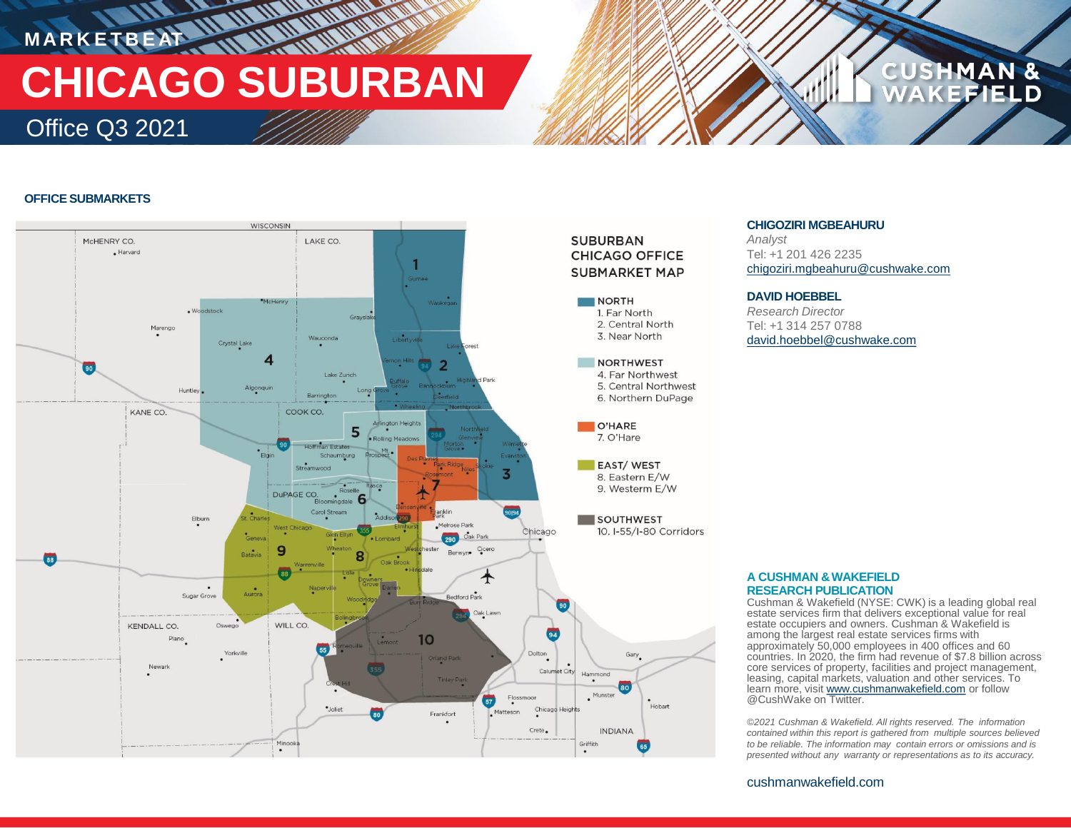MARKETBEAT

# CHICAGO SUBURBAN

Office Q3 2021

**OFFICE SUBMARKETS**

SUBURBAN CHICAGO OFFICE SUBMARKET MAP

NORTH
1. Far North
2. Central North
3. Near North

NORTHWEST
4. Far Northwest
5. Central Northwest
6. Northern DuPage

O'HARE
7. O'Hare

EAST/ WEST
8. Eastern E/W
9. Westerm E/W

SOUTHWEST
10. I-55/I-80 Corridors

**CHIGOZIRI MGBEAHURU**
*Analyst*
Tel: +1 201 426 2235
chigoziri.mgbeahuru@cushwake.com

**DAVID HOEBBEL**
*Research Director*
Tel: +1 314 257 0788
david.hoebbel@cushwake.com

**A CUSHMAN & WAKEFIELD RESEARCH PUBLICATION**

Cushman & Wakefield (NYSE: CWK) is a leading global real estate services firm that delivers exceptional value for real estate occupiers and owners. Cushman & Wakefield is among the largest real estate services firms with approximately 50,000 employees in 400 offices and 60 countries. In 2020, the firm had revenue of $7.8 billion across core services of property, facilities and project management, leasing, capital markets, valuation and other services. To learn more, visit www.cushmanwakefield.com or follow @CushWake on Twitter.

*©2021 Cushman & Wakefield. All rights reserved. The information contained within this report is gathered from multiple sources believed to be reliable. The information may contain errors or omissions and is presented without any warranty or representations as to its accuracy.*

cushmanwakefield.com